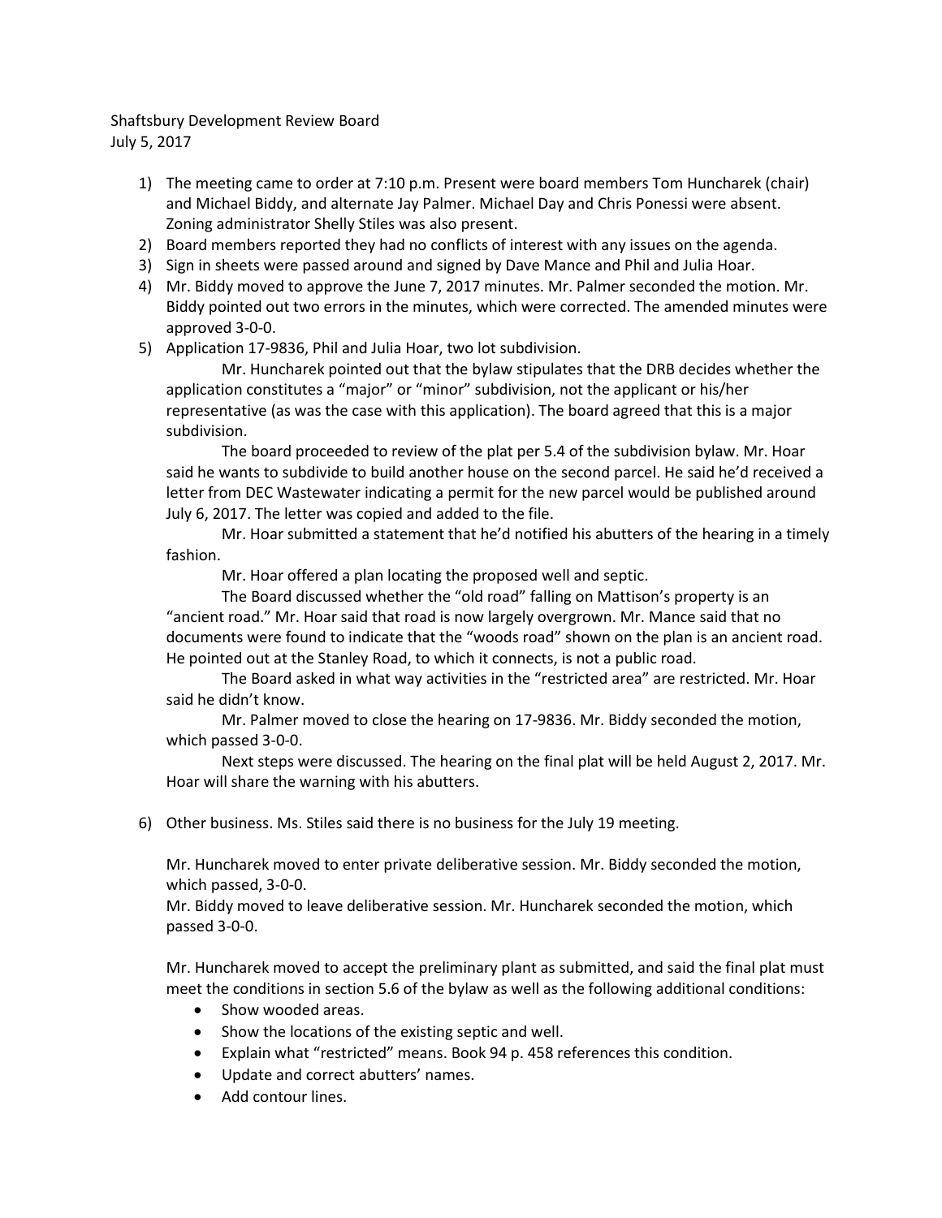Shaftsbury Development Review Board
July 5, 2017

1) The meeting came to order at 7:10 p.m. Present were board members Tom Huncharek (chair) and Michael Biddy, and alternate Jay Palmer. Michael Day and Chris Ponessi were absent. Zoning administrator Shelly Stiles was also present.
2) Board members reported they had no conflicts of interest with any issues on the agenda.
3) Sign in sheets were passed around and signed by Dave Mance and Phil and Julia Hoar.
4) Mr. Biddy moved to approve the June 7, 2017 minutes. Mr. Palmer seconded the motion. Mr. Biddy pointed out two errors in the minutes, which were corrected. The amended minutes were approved 3-0-0.
5) Application 17-9836, Phil and Julia Hoar, two lot subdivision.

   Mr. Huncharek pointed out that the bylaw stipulates that the DRB decides whether the application constitutes a "major" or "minor" subdivision, not the applicant or his/her representative (as was the case with this application). The board agreed that this is a major subdivision.

   The board proceeded to review of the plat per 5.4 of the subdivision bylaw. Mr. Hoar said he wants to subdivide to build another house on the second parcel. He said he'd received a letter from DEC Wastewater indicating a permit for the new parcel would be published around July 6, 2017. The letter was copied and added to the file.

   Mr. Hoar submitted a statement that he'd notified his abutters of the hearing in a timely fashion.

   Mr. Hoar offered a plan locating the proposed well and septic.

   The Board discussed whether the "old road" falling on Mattison's property is an "ancient road." Mr. Hoar said that road is now largely overgrown. Mr. Mance said that no documents were found to indicate that the "woods road" shown on the plan is an ancient road. He pointed out at the Stanley Road, to which it connects, is not a public road.

   The Board asked in what way activities in the "restricted area" are restricted. Mr. Hoar said he didn't know.

   Mr. Palmer moved to close the hearing on 17-9836. Mr. Biddy seconded the motion, which passed 3-0-0.

   Next steps were discussed. The hearing on the final plat will be held August 2, 2017. Mr. Hoar will share the warning with his abutters.

6) Other business. Ms. Stiles said there is no business for the July 19 meeting.

   Mr. Huncharek moved to enter private deliberative session. Mr. Biddy seconded the motion, which passed, 3-0-0.
   Mr. Biddy moved to leave deliberative session. Mr. Huncharek seconded the motion, which passed 3-0-0.

   Mr. Huncharek moved to accept the preliminary plant as submitted, and said the final plat must meet the conditions in section 5.6 of the bylaw as well as the following additional conditions:
   - Show wooded areas.
   - Show the locations of the existing septic and well.
   - Explain what "restricted" means. Book 94 p. 458 references this condition.
   - Update and correct abutters' names.
   - Add contour lines.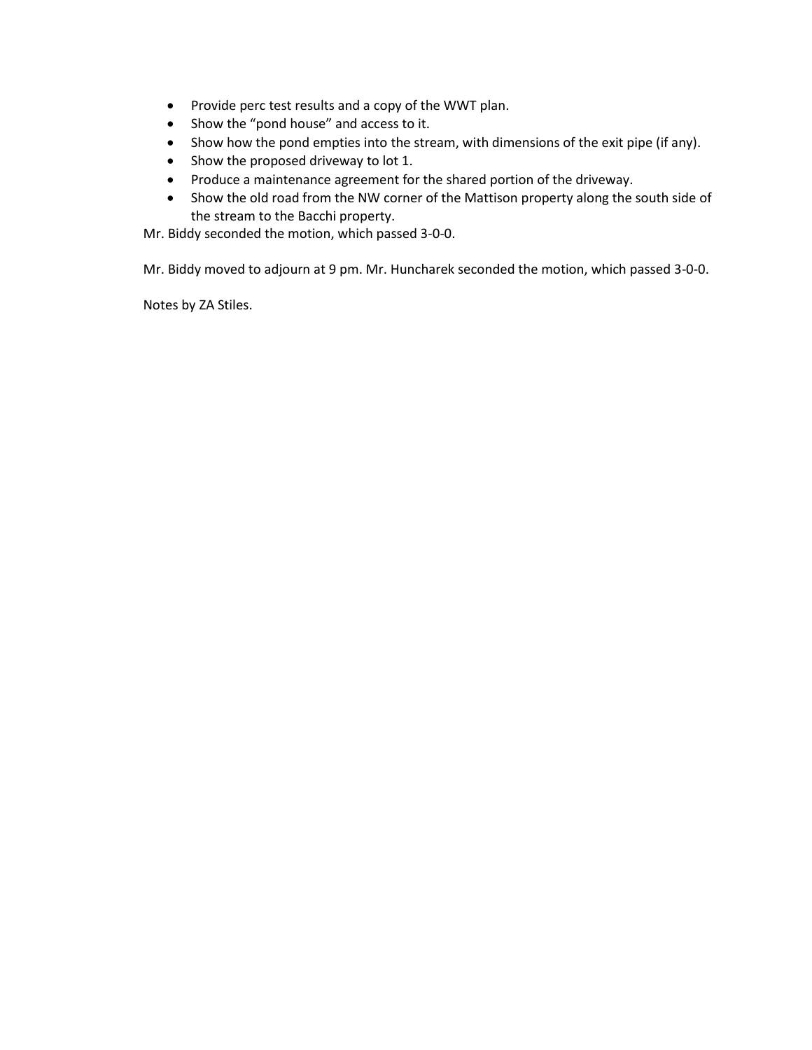- Provide perc test results and a copy of the WWT plan.
- Show the "pond house" and access to it.
- Show how the pond empties into the stream, with dimensions of the exit pipe (if any).
- Show the proposed driveway to lot 1.
- Produce a maintenance agreement for the shared portion of the driveway.
- Show the old road from the NW corner of the Mattison property along the south side of the stream to the Bacchi property.

Mr. Biddy seconded the motion, which passed 3-0-0.

Mr. Biddy moved to adjourn at 9 pm. Mr. Huncharek seconded the motion, which passed 3-0-0.

Notes by ZA Stiles.